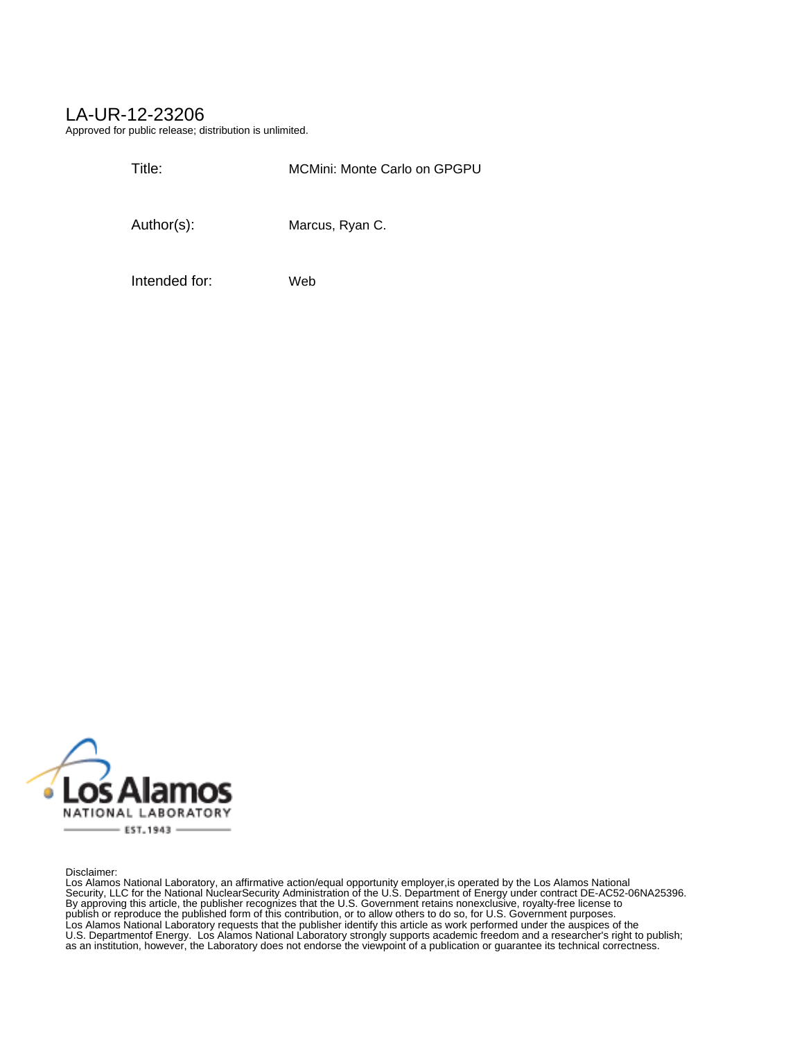LA-UR-12-23206

Approved for public release; distribution is unlimited.

| | |
|---|---|
| Title: | MCMini: Monte Carlo on GPGPU |
| Author(s): | Marcus, Ryan C. |
| Intended for: | Web |

Los Alamos NATIONAL LABORATORY EST.1943

Disclaimer:
Los Alamos National Laboratory, an affirmative action/equal opportunity employer,is operated by the Los Alamos National Security, LLC for the National NuclearSecurity Administration of the U.S. Department of Energy under contract DE-AC52-06NA25396. By approving this article, the publisher recognizes that the U.S. Government retains nonexclusive, royalty-free license to publish or reproduce the published form of this contribution, or to allow others to do so, for U.S. Government purposes. Los Alamos National Laboratory requests that the publisher identify this article as work performed under the auspices of the U.S. Departmentof Energy. Los Alamos National Laboratory strongly supports academic freedom and a researcher's right to publish; as an institution, however, the Laboratory does not endorse the viewpoint of a publication or guarantee its technical correctness.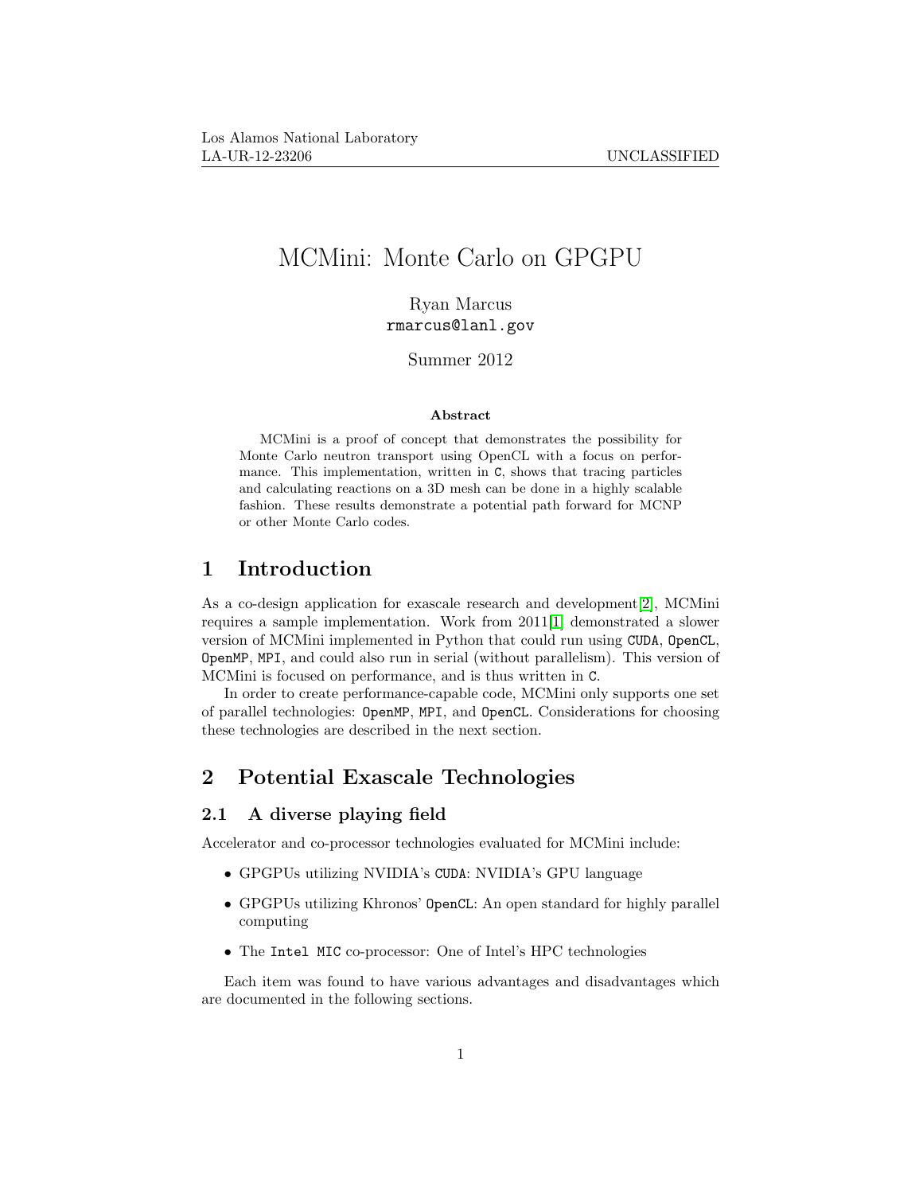# MCMini: Monte Carlo on GPGPU

Ryan Marcus
`rmarcus@lanl.gov`

Summer 2012

**Abstract**

MCMini is a proof of concept that demonstrates the possibility for Monte Carlo neutron transport using OpenCL with a focus on performance. This implementation, written in `C`, shows that tracing particles and calculating reactions on a 3D mesh can be done in a highly scalable fashion. These results demonstrate a potential path forward for MCNP or other Monte Carlo codes.

## 1 Introduction

As a co-design application for exascale research and development[2], MCMini requires a sample implementation. Work from 2011[1] demonstrated a slower version of MCMini implemented in Python that could run using `CUDA`, `OpenCL`, `OpenMP`, `MPI`, and could also run in serial (without parallelism). This version of MCMini is focused on performance, and is thus written in `C`.

In order to create performance-capable code, MCMini only supports one set of parallel technologies: `OpenMP`, `MPI`, and `OpenCL`. Considerations for choosing these technologies are described in the next section.

## 2 Potential Exascale Technologies

### 2.1 A diverse playing field

Accelerator and co-processor technologies evaluated for MCMini include:

- GPGPUs utilizing NVIDIA's `CUDA`: NVIDIA's GPU language
- GPGPUs utilizing Khronos' `OpenCL`: An open standard for highly parallel computing
- The `Intel MIC` co-processor: One of Intel's HPC technologies

Each item was found to have various advantages and disadvantages which are documented in the following sections.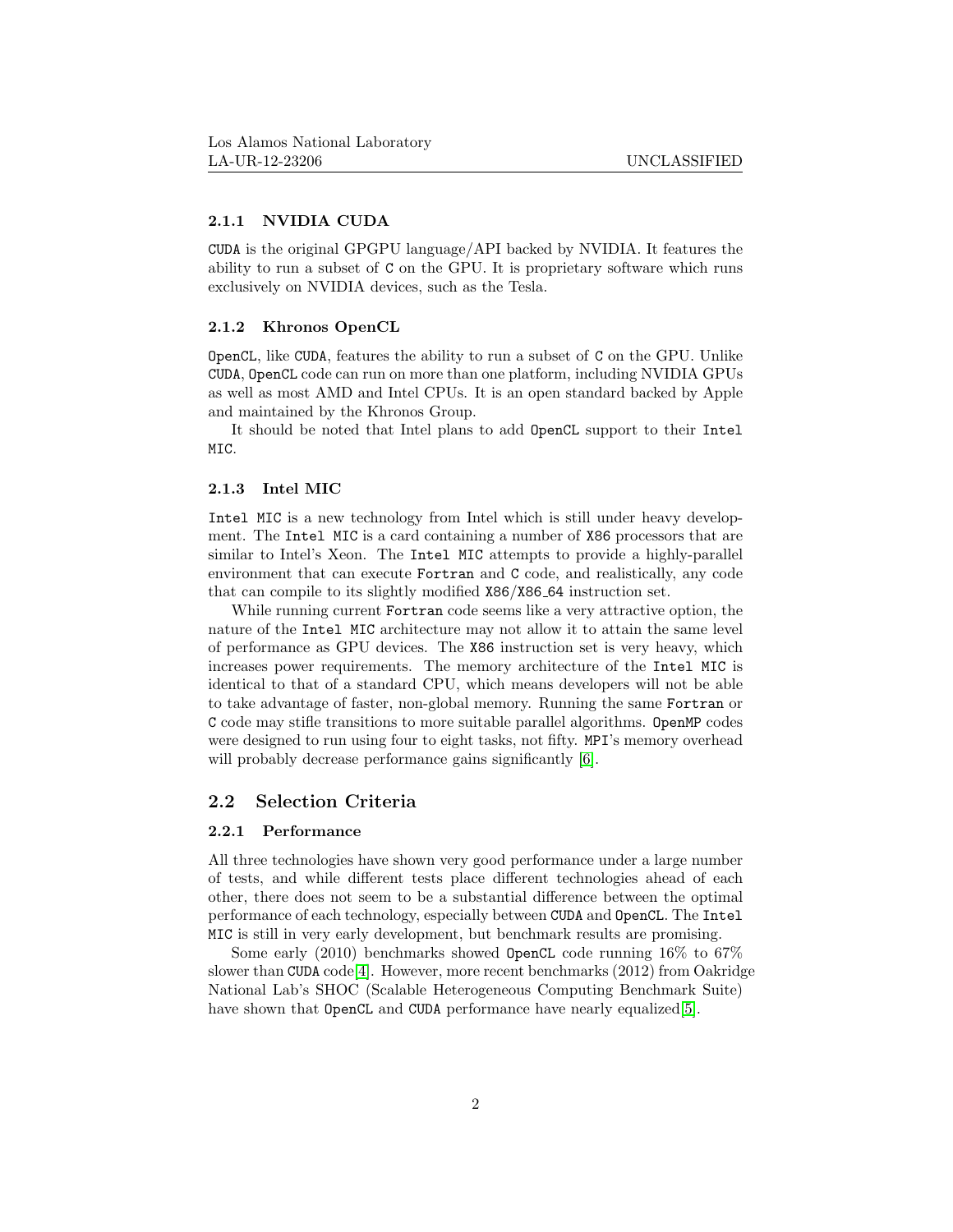### 2.1.1 NVIDIA CUDA

CUDA is the original GPGPU language/API backed by NVIDIA. It features the ability to run a subset of C on the GPU. It is proprietary software which runs exclusively on NVIDIA devices, such as the Tesla.

### 2.1.2 Khronos OpenCL

OpenCL, like CUDA, features the ability to run a subset of C on the GPU. Unlike CUDA, OpenCL code can run on more than one platform, including NVIDIA GPUs as well as most AMD and Intel CPUs. It is an open standard backed by Apple and maintained by the Khronos Group.

It should be noted that Intel plans to add OpenCL support to their Intel MIC.

### 2.1.3 Intel MIC

Intel MIC is a new technology from Intel which is still under heavy development. The Intel MIC is a card containing a number of X86 processors that are similar to Intel's Xeon. The Intel MIC attempts to provide a highly-parallel environment that can execute Fortran and C code, and realistically, any code that can compile to its slightly modified X86/X86_64 instruction set.

While running current Fortran code seems like a very attractive option, the nature of the Intel MIC architecture may not allow it to attain the same level of performance as GPU devices. The X86 instruction set is very heavy, which increases power requirements. The memory architecture of the Intel MIC is identical to that of a standard CPU, which means developers will not be able to take advantage of faster, non-global memory. Running the same Fortran or C code may stifle transitions to more suitable parallel algorithms. OpenMP codes were designed to run using four to eight tasks, not fifty. MPI's memory overhead will probably decrease performance gains significantly [6].

## 2.2 Selection Criteria

### 2.2.1 Performance

All three technologies have shown very good performance under a large number of tests, and while different tests place different technologies ahead of each other, there does not seem to be a substantial difference between the optimal performance of each technology, especially between CUDA and OpenCL. The Intel MIC is still in very early development, but benchmark results are promising.

Some early (2010) benchmarks showed OpenCL code running 16% to 67% slower than CUDA code[4]. However, more recent benchmarks (2012) from Oakridge National Lab's SHOC (Scalable Heterogeneous Computing Benchmark Suite) have shown that OpenCL and CUDA performance have nearly equalized[5].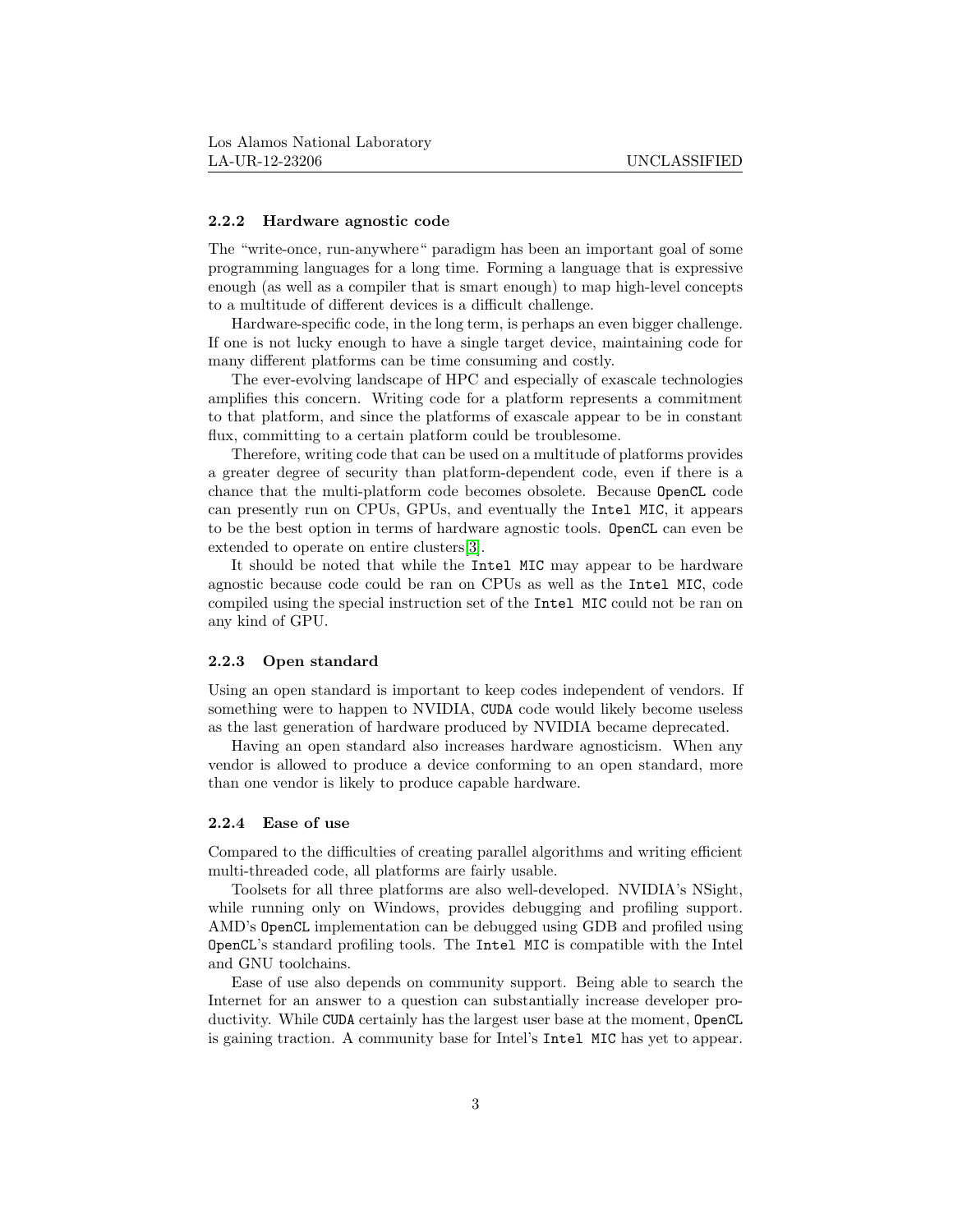### 2.2.2 Hardware agnostic code

The "write-once, run-anywhere" paradigm has been an important goal of some programming languages for a long time. Forming a language that is expressive enough (as well as a compiler that is smart enough) to map high-level concepts to a multitude of different devices is a difficult challenge.

Hardware-specific code, in the long term, is perhaps an even bigger challenge. If one is not lucky enough to have a single target device, maintaining code for many different platforms can be time consuming and costly.

The ever-evolving landscape of HPC and especially of exascale technologies amplifies this concern. Writing code for a platform represents a commitment to that platform, and since the platforms of exascale appear to be in constant flux, committing to a certain platform could be troublesome.

Therefore, writing code that can be used on a multitude of platforms provides a greater degree of security than platform-dependent code, even if there is a chance that the multi-platform code becomes obsolete. Because `OpenCL` code can presently run on CPUs, GPUs, and eventually the `Intel MIC`, it appears to be the best option in terms of hardware agnostic tools. `OpenCL` can even be extended to operate on entire clusters[3].

It should be noted that while the `Intel MIC` may appear to be hardware agnostic because code could be ran on CPUs as well as the `Intel MIC`, code compiled using the special instruction set of the `Intel MIC` could not be ran on any kind of GPU.

### 2.2.3 Open standard

Using an open standard is important to keep codes independent of vendors. If something were to happen to NVIDIA, `CUDA` code would likely become useless as the last generation of hardware produced by NVIDIA became deprecated.

Having an open standard also increases hardware agnosticism. When any vendor is allowed to produce a device conforming to an open standard, more than one vendor is likely to produce capable hardware.

### 2.2.4 Ease of use

Compared to the difficulties of creating parallel algorithms and writing efficient multi-threaded code, all platforms are fairly usable.

Toolsets for all three platforms are also well-developed. NVIDIA's NSight, while running only on Windows, provides debugging and profiling support. AMD's `OpenCL` implementation can be debugged using GDB and profiled using `OpenCL`'s standard profiling tools. The `Intel MIC` is compatible with the Intel and GNU toolchains.

Ease of use also depends on community support. Being able to search the Internet for an answer to a question can substantially increase developer productivity. While `CUDA` certainly has the largest user base at the moment, `OpenCL` is gaining traction. A community base for Intel's `Intel MIC` has yet to appear.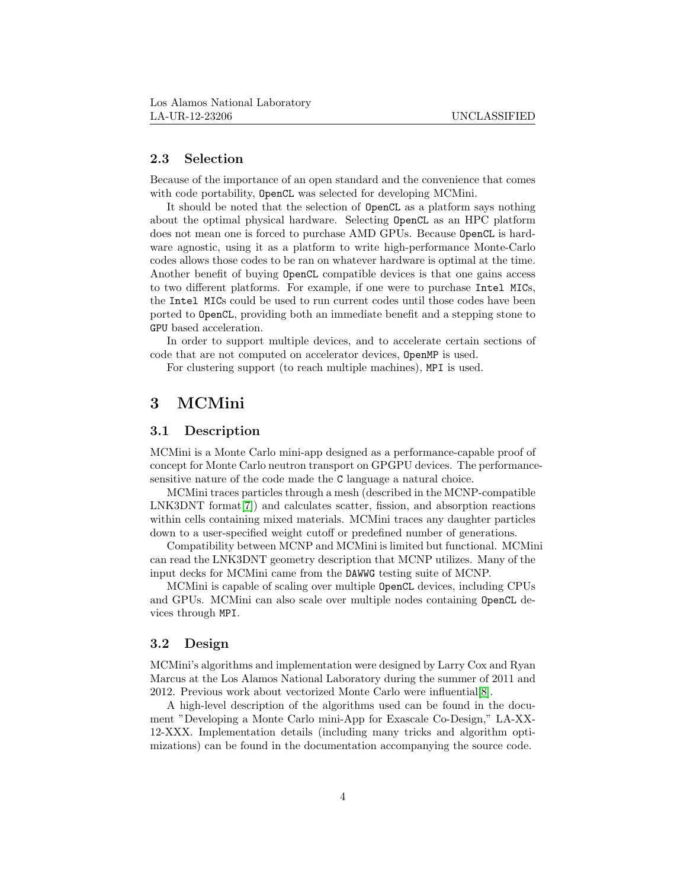### 2.3 Selection

Because of the importance of an open standard and the convenience that comes with code portability, `OpenCL` was selected for developing MCMini.

It should be noted that the selection of `OpenCL` as a platform says nothing about the optimal physical hardware. Selecting `OpenCL` as an HPC platform does not mean one is forced to purchase AMD GPUs. Because `OpenCL` is hardware agnostic, using it as a platform to write high-performance Monte-Carlo codes allows those codes to be ran on whatever hardware is optimal at the time. Another benefit of buying `OpenCL` compatible devices is that one gains access to two different platforms. For example, if one were to purchase `Intel MICs`, the `Intel MICs` could be used to run current codes until those codes have been ported to `OpenCL`, providing both an immediate benefit and a stepping stone to `GPU` based acceleration.

In order to support multiple devices, and to accelerate certain sections of code that are not computed on accelerator devices, `OpenMP` is used.

For clustering support (to reach multiple machines), `MPI` is used.

## 3 MCMini

### 3.1 Description

MCMini is a Monte Carlo mini-app designed as a performance-capable proof of concept for Monte Carlo neutron transport on GPGPU devices. The performance-sensitive nature of the code made the `C` language a natural choice.

MCMini traces particles through a mesh (described in the MCNP-compatible LNK3DNT format[7]) and calculates scatter, fission, and absorption reactions within cells containing mixed materials. MCMini traces any daughter particles down to a user-specified weight cutoff or predefined number of generations.

Compatibility between MCNP and MCMini is limited but functional. MCMini can read the LNK3DNT geometry description that MCNP utilizes. Many of the input decks for MCMini came from the `DAWWG` testing suite of MCNP.

MCMini is capable of scaling over multiple `OpenCL` devices, including CPUs and GPUs. MCMini can also scale over multiple nodes containing `OpenCL` devices through `MPI`.

### 3.2 Design

MCMini's algorithms and implementation were designed by Larry Cox and Ryan Marcus at the Los Alamos National Laboratory during the summer of 2011 and 2012. Previous work about vectorized Monte Carlo were influential[8].

A high-level description of the algorithms used can be found in the document "Developing a Monte Carlo mini-App for Exascale Co-Design," LA-XX-12-XXX. Implementation details (including many tricks and algorithm optimizations) can be found in the documentation accompanying the source code.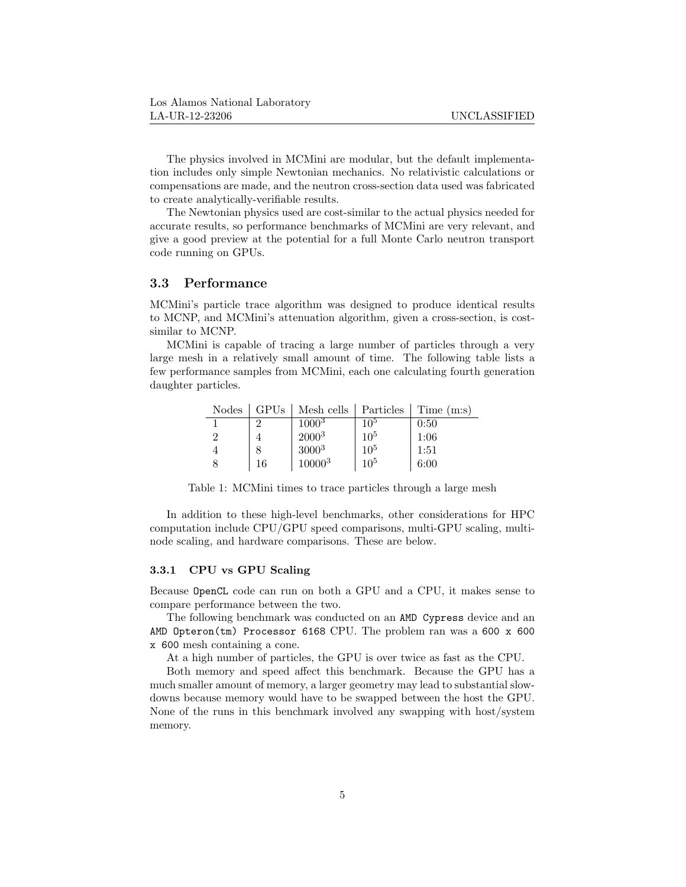The physics involved in MCMini are modular, but the default implementation includes only simple Newtonian mechanics. No relativistic calculations or compensations are made, and the neutron cross-section data used was fabricated to create analytically-verifiable results.

The Newtonian physics used are cost-similar to the actual physics needed for accurate results, so performance benchmarks of MCMini are very relevant, and give a good preview at the potential for a full Monte Carlo neutron transport code running on GPUs.

### 3.3 Performance

MCMini's particle trace algorithm was designed to produce identical results to MCNP, and MCMini's attenuation algorithm, given a cross-section, is cost-similar to MCNP.

MCMini is capable of tracing a large number of particles through a very large mesh in a relatively small amount of time. The following table lists a few performance samples from MCMini, each one calculating fourth generation daughter particles.

| Nodes | GPUs | Mesh cells | Particles | Time (m:s) |
|---|---|---|---|---|
| 1 | 2 | $1000^3$ | $10^5$ | 0:50 |
| 2 | 4 | $2000^3$ | $10^5$ | 1:06 |
| 4 | 8 | $3000^3$ | $10^5$ | 1:51 |
| 8 | 16 | $10000^3$ | $10^5$ | 6:00 |

Table 1: MCMini times to trace particles through a large mesh

In addition to these high-level benchmarks, other considerations for HPC computation include CPU/GPU speed comparisons, multi-GPU scaling, multi-node scaling, and hardware comparisons. These are below.

#### 3.3.1 CPU vs GPU Scaling

Because `OpenCL` code can run on both a GPU and a CPU, it makes sense to compare performance between the two.

The following benchmark was conducted on an `AMD Cypress` device and an `AMD Opteron(tm) Processor 6168` CPU. The problem ran was a `600 x 600 x 600` mesh containing a cone.

At a high number of particles, the GPU is over twice as fast as the CPU.

Both memory and speed affect this benchmark. Because the GPU has a much smaller amount of memory, a larger geometry may lead to substantial slowdowns because memory would have to be swapped between the host the GPU. None of the runs in this benchmark involved any swapping with host/system memory.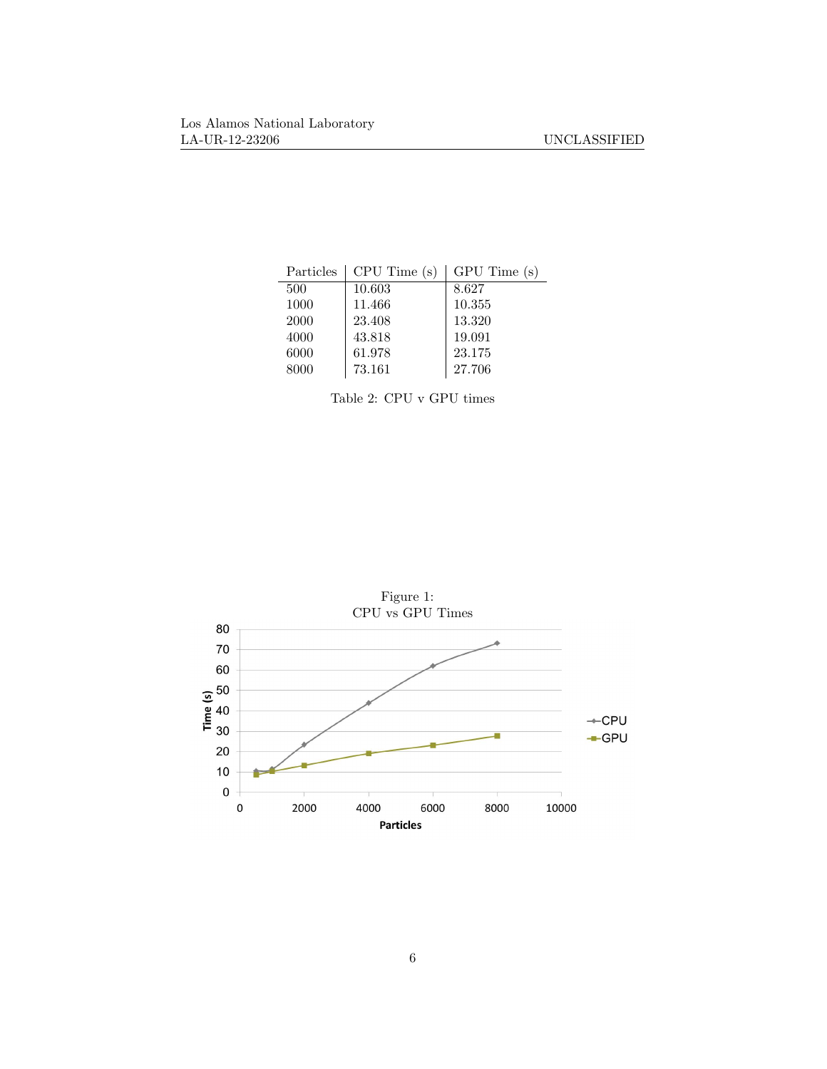| Particles | CPU Time (s) | GPU Time (s) |
|---|---|---|
| 500 | 10.603 | 8.627 |
| 1000 | 11.466 | 10.355 |
| 2000 | 23.408 | 13.320 |
| 4000 | 43.818 | 19.091 |
| 6000 | 61.978 | 23.175 |
| 8000 | 73.161 | 27.706 |

Table 2: CPU v GPU times

Figure 1:
CPU vs GPU Times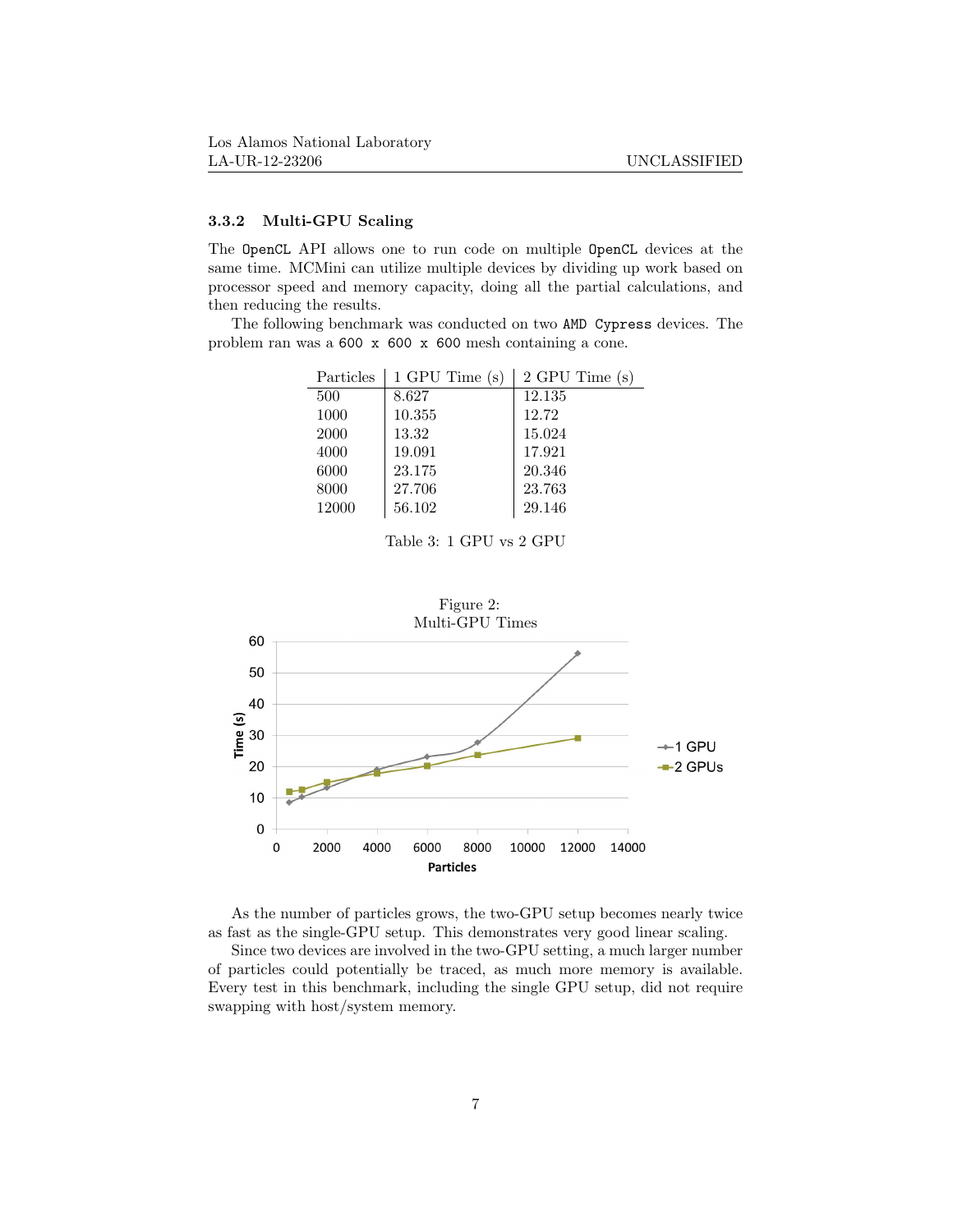### 3.3.2 Multi-GPU Scaling

The OpenCL API allows one to run code on multiple OpenCL devices at the same time. MCMini can utilize multiple devices by dividing up work based on processor speed and memory capacity, doing all the partial calculations, and then reducing the results.

The following benchmark was conducted on two AMD Cypress devices. The problem ran was a 600 x 600 x 600 mesh containing a cone.

| Particles | 1 GPU Time (s) | 2 GPU Time (s) |
|---|---|---|
| 500 | 8.627 | 12.135 |
| 1000 | 10.355 | 12.72 |
| 2000 | 13.32 | 15.024 |
| 4000 | 19.091 | 17.921 |
| 6000 | 23.175 | 20.346 |
| 8000 | 27.706 | 23.763 |
| 12000 | 56.102 | 29.146 |

Table 3: 1 GPU vs 2 GPU

Figure 2: Multi-GPU Times

As the number of particles grows, the two-GPU setup becomes nearly twice as fast as the single-GPU setup. This demonstrates very good linear scaling.

Since two devices are involved in the two-GPU setting, a much larger number of particles could potentially be traced, as much more memory is available. Every test in this benchmark, including the single GPU setup, did not require swapping with host/system memory.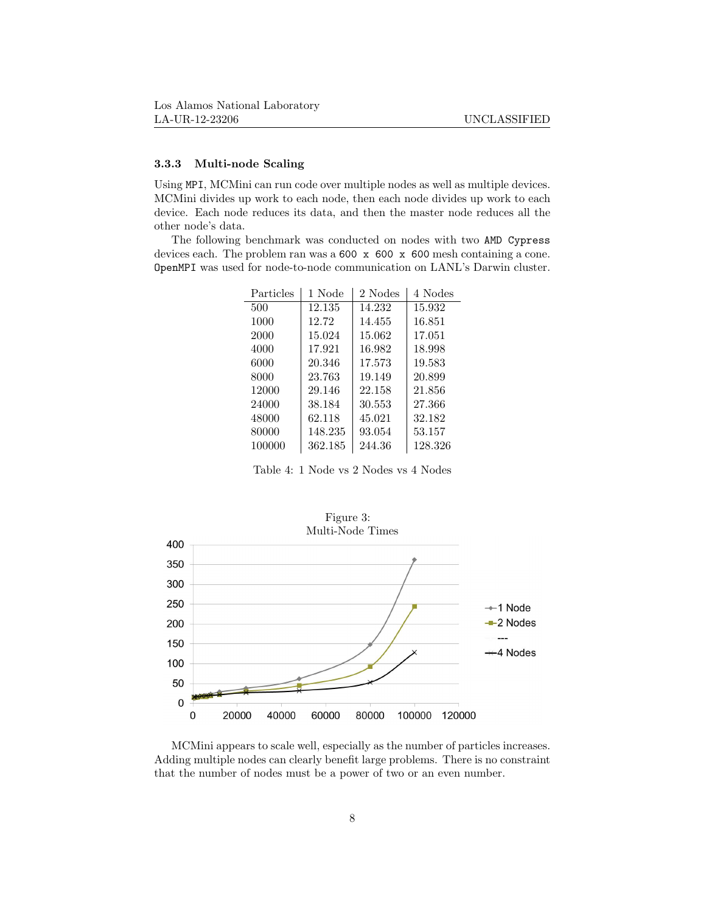### 3.3.3 Multi-node Scaling

Using `MPI`, MCMini can run code over multiple nodes as well as multiple devices. MCMini divides up work to each node, then each node divides up work to each device. Each node reduces its data, and then the master node reduces all the other node's data.

The following benchmark was conducted on nodes with two `AMD Cypress` devices each. The problem ran was a `600 x 600 x 600` mesh containing a cone. `OpenMPI` was used for node-to-node communication on LANL's Darwin cluster.

| Particles | 1 Node | 2 Nodes | 4 Nodes |
|---|---|---|---|
| 500 | 12.135 | 14.232 | 15.932 |
| 1000 | 12.72 | 14.455 | 16.851 |
| 2000 | 15.024 | 15.062 | 17.051 |
| 4000 | 17.921 | 16.982 | 18.998 |
| 6000 | 20.346 | 17.573 | 19.583 |
| 8000 | 23.763 | 19.149 | 20.899 |
| 12000 | 29.146 | 22.158 | 21.856 |
| 24000 | 38.184 | 30.553 | 27.366 |
| 48000 | 62.118 | 45.021 | 32.182 |
| 80000 | 148.235 | 93.054 | 53.157 |
| 100000 | 362.185 | 244.36 | 128.326 |

Table 4: 1 Node vs 2 Nodes vs 4 Nodes

Figure 3:
Multi-Node Times

MCMini appears to scale well, especially as the number of particles increases. Adding multiple nodes can clearly benefit large problems. There is no constraint that the number of nodes must be a power of two or an even number.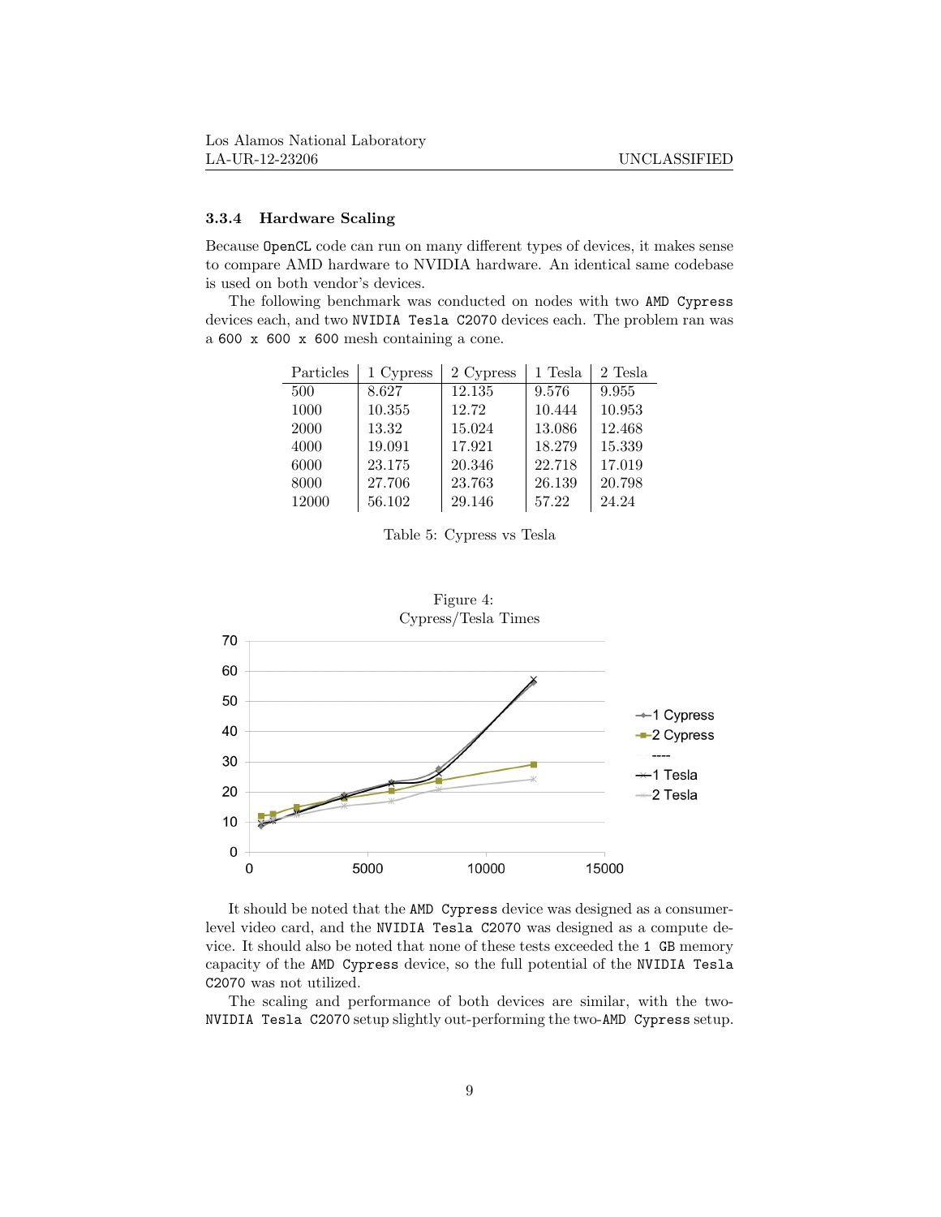### 3.3.4 Hardware Scaling

Because OpenCL code can run on many different types of devices, it makes sense to compare AMD hardware to NVIDIA hardware. An identical same codebase is used on both vendor's devices.

The following benchmark was conducted on nodes with two AMD Cypress devices each, and two NVIDIA Tesla C2070 devices each. The problem ran was a 600 x 600 x 600 mesh containing a cone.

| Particles | 1 Cypress | 2 Cypress | 1 Tesla | 2 Tesla |
|---|---|---|---|---|
| 500 | 8.627 | 12.135 | 9.576 | 9.955 |
| 1000 | 10.355 | 12.72 | 10.444 | 10.953 |
| 2000 | 13.32 | 15.024 | 13.086 | 12.468 |
| 4000 | 19.091 | 17.921 | 18.279 | 15.339 |
| 6000 | 23.175 | 20.346 | 22.718 | 17.019 |
| 8000 | 27.706 | 23.763 | 26.139 | 20.798 |
| 12000 | 56.102 | 29.146 | 57.22 | 24.24 |

Table 5: Cypress vs Tesla

Figure 4:
Cypress/Tesla Times

It should be noted that the AMD Cypress device was designed as a consumer-level video card, and the NVIDIA Tesla C2070 was designed as a compute device. It should also be noted that none of these tests exceeded the 1 GB memory capacity of the AMD Cypress device, so the full potential of the NVIDIA Tesla C2070 was not utilized.

The scaling and performance of both devices are similar, with the two-NVIDIA Tesla C2070 setup slightly out-performing the two-AMD Cypress setup.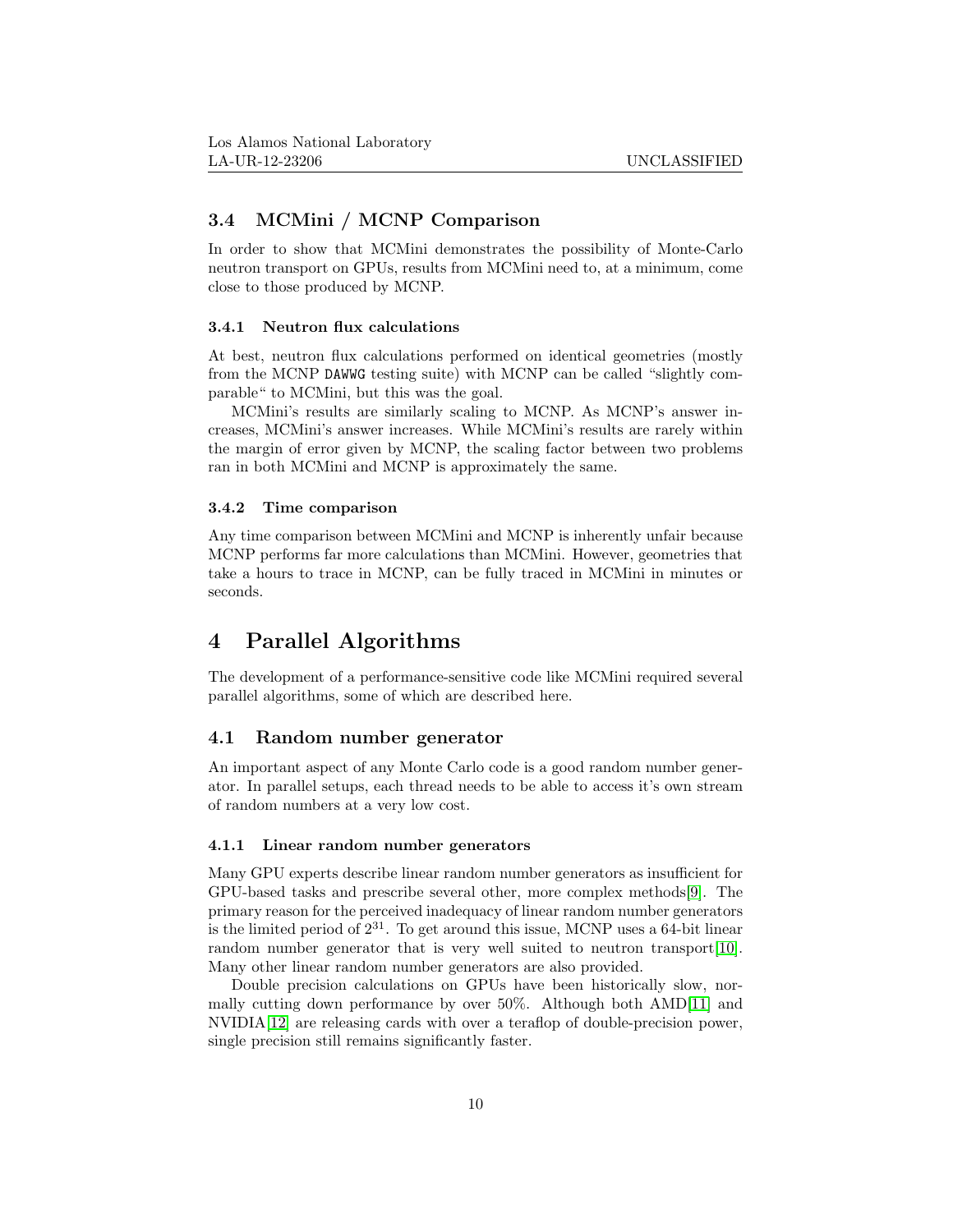### 3.4 MCMini / MCNP Comparison

In order to show that MCMini demonstrates the possibility of Monte-Carlo neutron transport on GPUs, results from MCMini need to, at a minimum, come close to those produced by MCNP.

#### 3.4.1 Neutron flux calculations

At best, neutron flux calculations performed on identical geometries (mostly from the MCNP `DAWWG` testing suite) with MCNP can be called "slightly comparable" to MCMini, but this was the goal.

MCMini's results are similarly scaling to MCNP. As MCNP's answer increases, MCMini's answer increases. While MCMini's results are rarely within the margin of error given by MCNP, the scaling factor between two problems ran in both MCMini and MCNP is approximately the same.

#### 3.4.2 Time comparison

Any time comparison between MCMini and MCNP is inherently unfair because MCNP performs far more calculations than MCMini. However, geometries that take a hours to trace in MCNP, can be fully traced in MCMini in minutes or seconds.

## 4 Parallel Algorithms

The development of a performance-sensitive code like MCMini required several parallel algorithms, some of which are described here.

### 4.1 Random number generator

An important aspect of any Monte Carlo code is a good random number generator. In parallel setups, each thread needs to be able to access it's own stream of random numbers at a very low cost.

#### 4.1.1 Linear random number generators

Many GPU experts describe linear random number generators as insufficient for GPU-based tasks and prescribe several other, more complex methods[9]. The primary reason for the perceived inadequacy of linear random number generators is the limited period of $2^{31}$. To get around this issue, MCNP uses a 64-bit linear random number generator that is very well suited to neutron transport[10]. Many other linear random number generators are also provided.

Double precision calculations on GPUs have been historically slow, normally cutting down performance by over 50%. Although both AMD[11] and NVIDIA[12] are releasing cards with over a teraflop of double-precision power, single precision still remains significantly faster.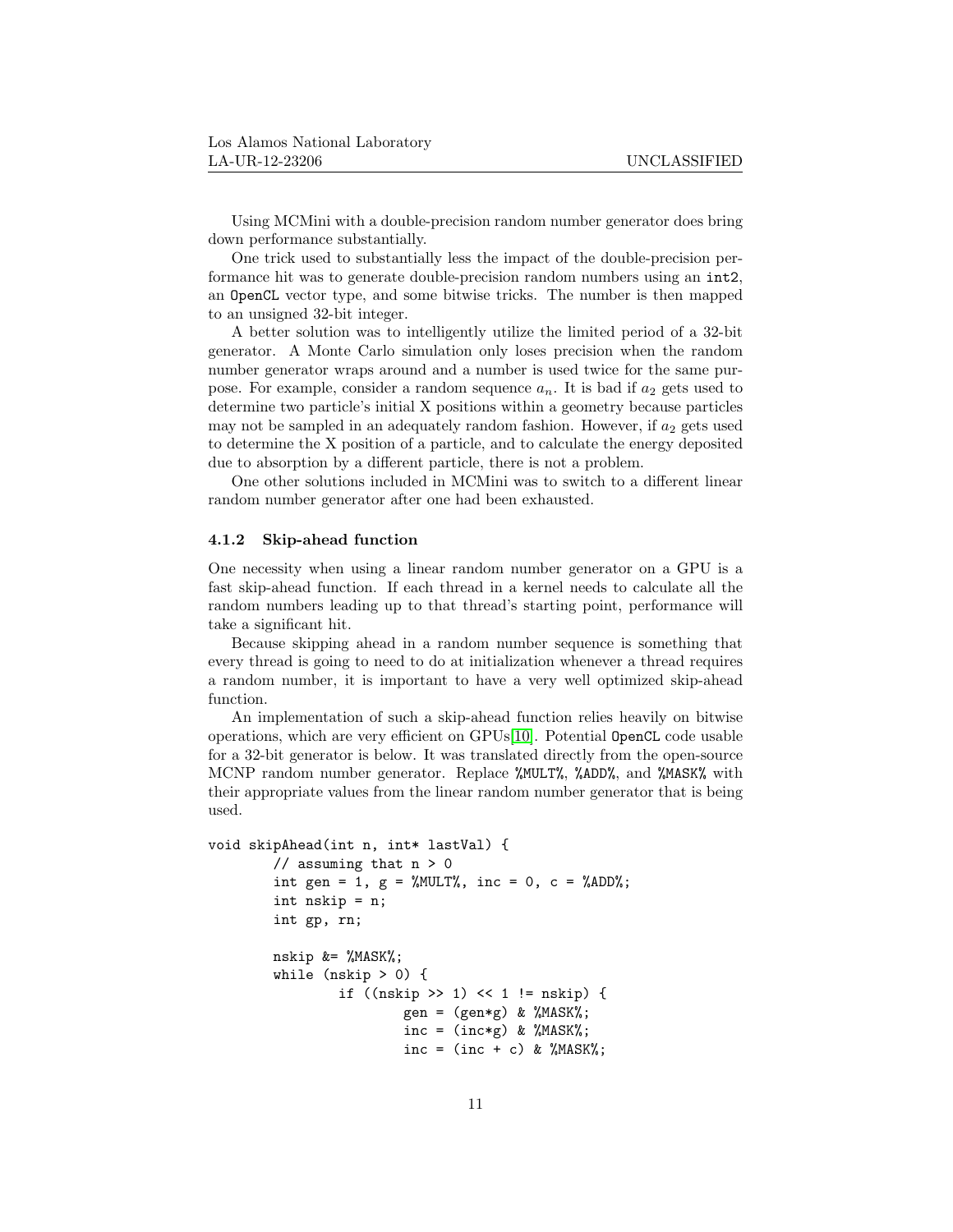Using MCMini with a double-precision random number generator does bring down performance substantially.

One trick used to substantially less the impact of the double-precision performance hit was to generate double-precision random numbers using an int2, an OpenCL vector type, and some bitwise tricks. The number is then mapped to an unsigned 32-bit integer.

A better solution was to intelligently utilize the limited period of a 32-bit generator. A Monte Carlo simulation only loses precision when the random number generator wraps around and a number is used twice for the same purpose. For example, consider a random sequence $a_n$. It is bad if $a_2$ gets used to determine two particle's initial X positions within a geometry because particles may not be sampled in an adequately random fashion. However, if $a_2$ gets used to determine the X position of a particle, and to calculate the energy deposited due to absorption by a different particle, there is not a problem.

One other solutions included in MCMini was to switch to a different linear random number generator after one had been exhausted.

### 4.1.2 Skip-ahead function

One necessity when using a linear random number generator on a GPU is a fast skip-ahead function. If each thread in a kernel needs to calculate all the random numbers leading up to that thread's starting point, performance will take a significant hit.

Because skipping ahead in a random number sequence is something that every thread is going to need to do at initialization whenever a thread requires a random number, it is important to have a very well optimized skip-ahead function.

An implementation of such a skip-ahead function relies heavily on bitwise operations, which are very efficient on GPUs[10]. Potential OpenCL code usable for a 32-bit generator is below. It was translated directly from the open-source MCNP random number generator. Replace %MULT%, %ADD%, and %MASK% with their appropriate values from the linear random number generator that is being used.

```
void skipAhead(int n, int* lastVal) {
        // assuming that n > 0
        int gen = 1, g = %MULT%, inc = 0, c = %ADD%;
        int nskip = n;
        int gp, rn;

        nskip &= %MASK%;
        while (nskip > 0) {
                if ((nskip >> 1) << 1 != nskip) {
                        gen = (gen*g) & %MASK%;
                        inc = (inc*g) & %MASK%;
                        inc = (inc + c) & %MASK%;
```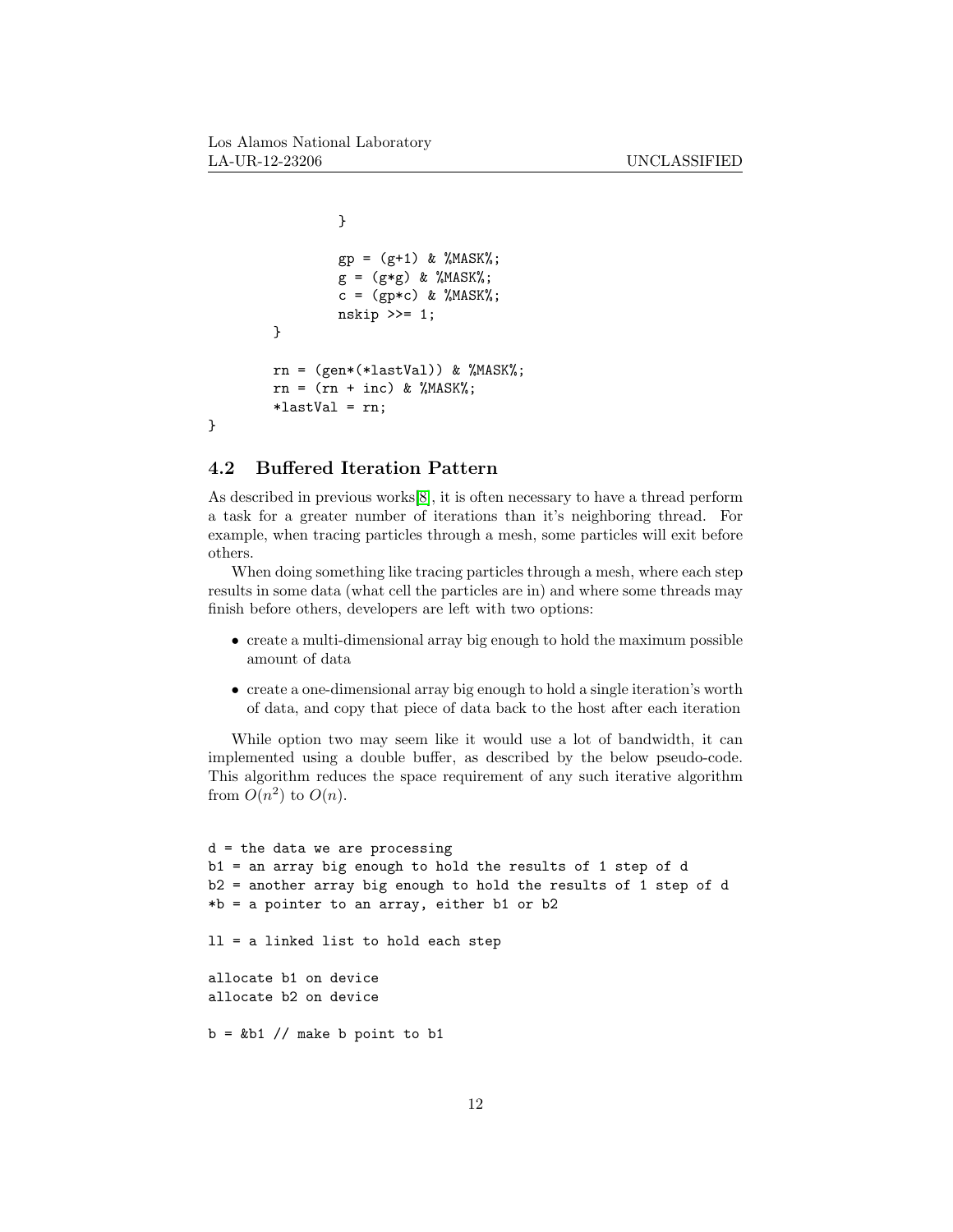```
            }

            gp = (g+1) & %MASK%;
            g = (g*g) & %MASK%;
            c = (gp*c) & %MASK%;
            nskip >>= 1;
        }

        rn = (gen*(*lastVal)) & %MASK%;
        rn = (rn + inc) & %MASK%;
        *lastVal = rn;
}
```

### 4.2 Buffered Iteration Pattern

As described in previous works[8], it is often necessary to have a thread perform a task for a greater number of iterations than it's neighboring thread. For example, when tracing particles through a mesh, some particles will exit before others.

When doing something like tracing particles through a mesh, where each step results in some data (what cell the particles are in) and where some threads may finish before others, developers are left with two options:

- create a multi-dimensional array big enough to hold the maximum possible amount of data
- create a one-dimensional array big enough to hold a single iteration's worth of data, and copy that piece of data back to the host after each iteration

While option two may seem like it would use a lot of bandwidth, it can implemented using a double buffer, as described by the below pseudo-code. This algorithm reduces the space requirement of any such iterative algorithm from $O(n^2)$ to $O(n)$.

```
d = the data we are processing
b1 = an array big enough to hold the results of 1 step of d
b2 = another array big enough to hold the results of 1 step of d
*b = a pointer to an array, either b1 or b2

ll = a linked list to hold each step

allocate b1 on device
allocate b2 on device

b = &b1 // make b point to b1
```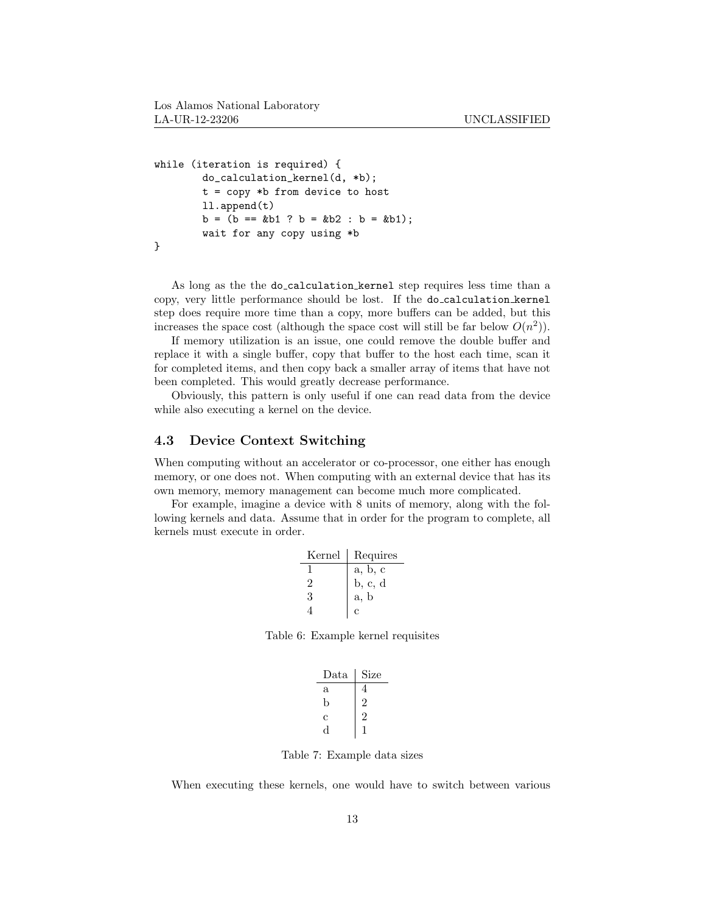```
while (iteration is required) {
        do_calculation_kernel(d, *b);
        t = copy *b from device to host
        ll.append(t)
        b = (b == &b1 ? b = &b2 : b = &b1);
        wait for any copy using *b
}
```

As long as the the `do_calculation_kernel` step requires less time than a copy, very little performance should be lost. If the `do_calculation_kernel` step does require more time than a copy, more buffers can be added, but this increases the space cost (although the space cost will still be far below $O(n^2)$).

If memory utilization is an issue, one could remove the double buffer and replace it with a single buffer, copy that buffer to the host each time, scan it for completed items, and then copy back a smaller array of items that have not been completed. This would greatly decrease performance.

Obviously, this pattern is only useful if one can read data from the device while also executing a kernel on the device.

## 4.3 Device Context Switching

When computing without an accelerator or co-processor, one either has enough memory, or one does not. When computing with an external device that has its own memory, memory management can become much more complicated.

For example, imagine a device with 8 units of memory, along with the following kernels and data. Assume that in order for the program to complete, all kernels must execute in order.

| Kernel | Requires |
|---|---|
| 1 | a, b, c |
| 2 | b, c, d |
| 3 | a, b |
| 4 | c |

Table 6: Example kernel requisites

| Data | Size |
|---|---|
| a | 4 |
| b | 2 |
| c | 2 |
| d | 1 |

Table 7: Example data sizes

When executing these kernels, one would have to switch between various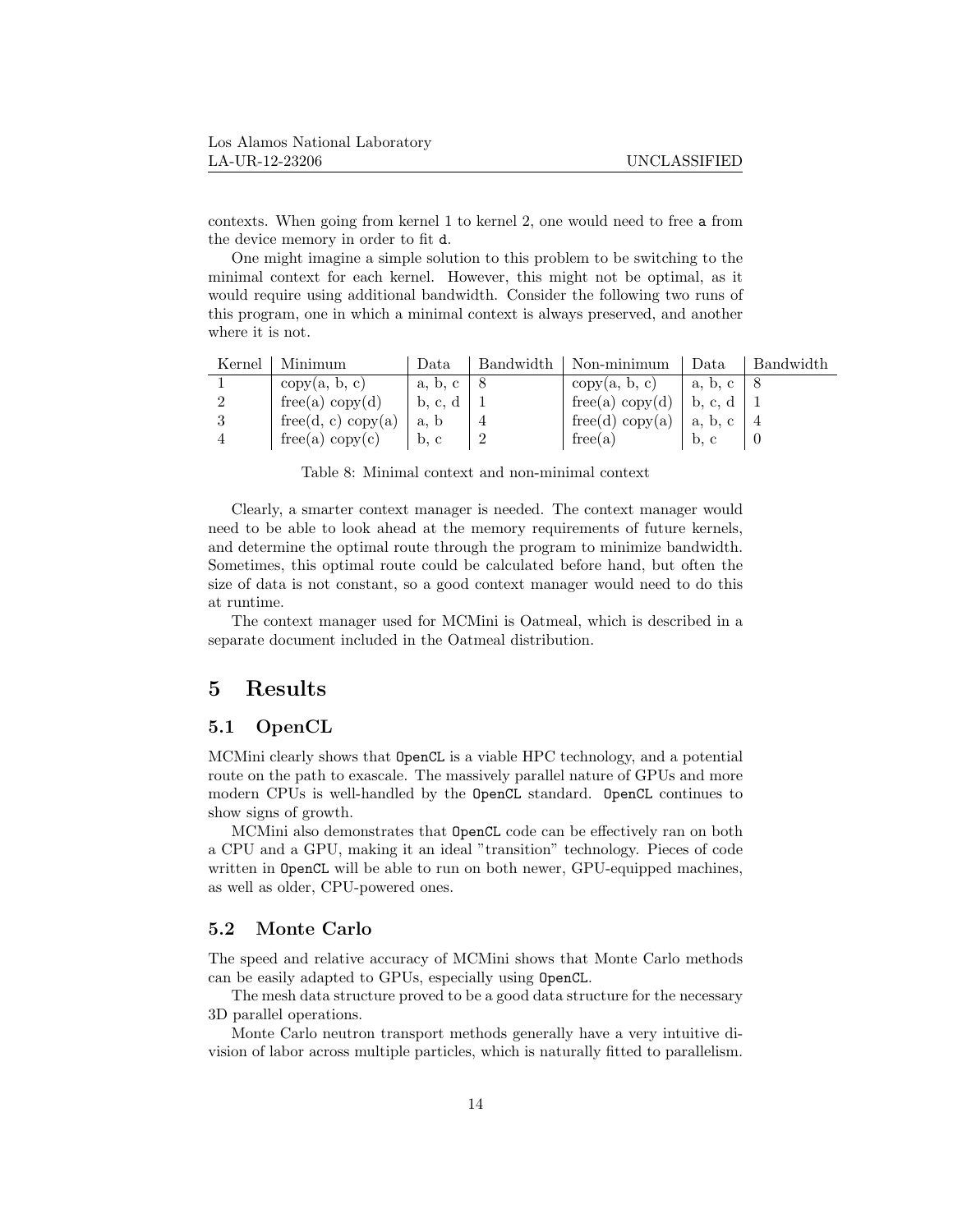contexts. When going from kernel 1 to kernel 2, one would need to free `a` from the device memory in order to fit `d`.

One might imagine a simple solution to this problem to be switching to the minimal context for each kernel. However, this might not be optimal, as it would require using additional bandwidth. Consider the following two runs of this program, one in which a minimal context is always preserved, and another where it is not.

| Kernel | Minimum | Data | Bandwidth | Non-minimum | Data | Bandwidth |
|---|---|---|---|---|---|---|
| 1 | copy(a, b, c) | a, b, c | 8 | copy(a, b, c) | a, b, c | 8 |
| 2 | free(a) copy(d) | b, c, d | 1 | free(a) copy(d) | b, c, d | 1 |
| 3 | free(d, c) copy(a) | a, b | 4 | free(d) copy(a) | a, b, c | 4 |
| 4 | free(a) copy(c) | b, c | 2 | free(a) | b, c | 0 |

Table 8: Minimal context and non-minimal context

Clearly, a smarter context manager is needed. The context manager would need to be able to look ahead at the memory requirements of future kernels, and determine the optimal route through the program to minimize bandwidth. Sometimes, this optimal route could be calculated before hand, but often the size of data is not constant, so a good context manager would need to do this at runtime.

The context manager used for MCMini is Oatmeal, which is described in a separate document included in the Oatmeal distribution.

# 5 Results

## 5.1 OpenCL

MCMini clearly shows that `OpenCL` is a viable HPC technology, and a potential route on the path to exascale. The massively parallel nature of GPUs and more modern CPUs is well-handled by the `OpenCL` standard. `OpenCL` continues to show signs of growth.

MCMini also demonstrates that `OpenCL` code can be effectively ran on both a CPU and a GPU, making it an ideal "transition" technology. Pieces of code written in `OpenCL` will be able to run on both newer, GPU-equipped machines, as well as older, CPU-powered ones.

## 5.2 Monte Carlo

The speed and relative accuracy of MCMini shows that Monte Carlo methods can be easily adapted to GPUs, especially using `OpenCL`.

The mesh data structure proved to be a good data structure for the necessary 3D parallel operations.

Monte Carlo neutron transport methods generally have a very intuitive division of labor across multiple particles, which is naturally fitted to parallelism.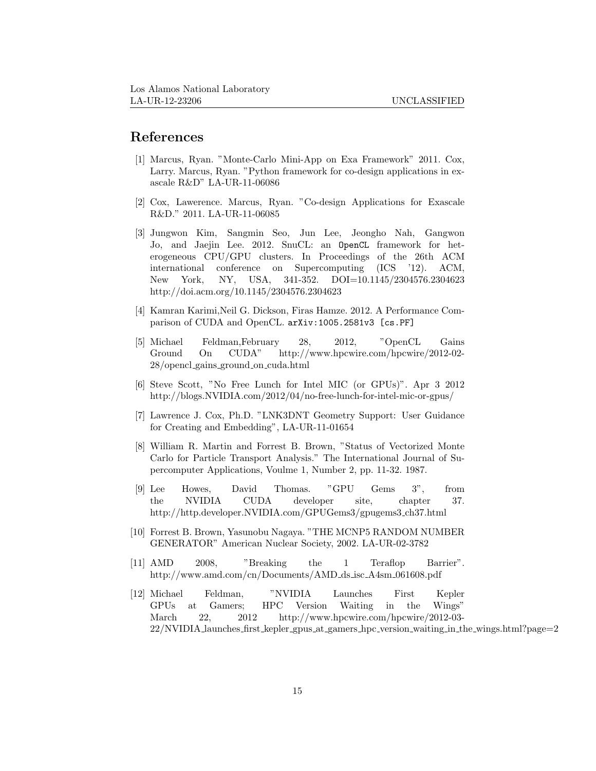# References

[1] Marcus, Ryan. "Monte-Carlo Mini-App on Exa Framework" 2011. Cox, Larry. Marcus, Ryan. "Python framework for co-design applications in exascale R&D" LA-UR-11-06086

[2] Cox, Lawerence. Marcus, Ryan. "Co-design Applications for Exascale R&D." 2011. LA-UR-11-06085

[3] Jungwon Kim, Sangmin Seo, Jun Lee, Jeongho Nah, Gangwon Jo, and Jaejin Lee. 2012. SnuCL: an `OpenCL` framework for heterogeneous CPU/GPU clusters. In Proceedings of the 26th ACM international conference on Supercomputing (ICS '12). ACM, New York, NY, USA, 341-352. DOI=10.1145/2304576.2304623 http://doi.acm.org/10.1145/2304576.2304623

[4] Kamran Karimi,Neil G. Dickson, Firas Hamze. 2012. A Performance Comparison of CUDA and OpenCL. `arXiv:1005.2581v3 [cs.PF]`

[5] Michael Feldman,February 28, 2012, "OpenCL Gains Ground On CUDA" http://www.hpcwire.com/hpcwire/2012-02-28/opencl_gains_ground_on_cuda.html

[6] Steve Scott, "No Free Lunch for Intel MIC (or GPUs)". Apr 3 2012 http://blogs.NVIDIA.com/2012/04/no-free-lunch-for-intel-mic-or-gpus/

[7] Lawrence J. Cox, Ph.D. "LNK3DNT Geometry Support: User Guidance for Creating and Embedding", LA-UR-11-01654

[8] William R. Martin and Forrest B. Brown, "Status of Vectorized Monte Carlo for Particle Transport Analysis." The International Journal of Supercomputer Applications, Voulme 1, Number 2, pp. 11-32. 1987.

[9] Lee Howes, David Thomas. "GPU Gems 3", from the NVIDIA CUDA developer site, chapter 37. http://http.developer.NVIDIA.com/GPUGems3/gpugems3_ch37.html

[10] Forrest B. Brown, Yasunobu Nagaya. "THE MCNP5 RANDOM NUMBER GENERATOR" American Nuclear Society, 2002. LA-UR-02-3782

[11] AMD 2008, "Breaking the 1 Teraflop Barrier". http://www.amd.com/cn/Documents/AMD_ds_isc_A4sm_061608.pdf

[12] Michael Feldman, "NVIDIA Launches First Kepler GPUs at Gamers; HPC Version Waiting in the Wings" March 22, 2012 http://www.hpcwire.com/hpcwire/2012-03-22/NVIDIA_launches_first_kepler_gpus_at_gamers_hpc_version_waiting_in_the_wings.html?page=2